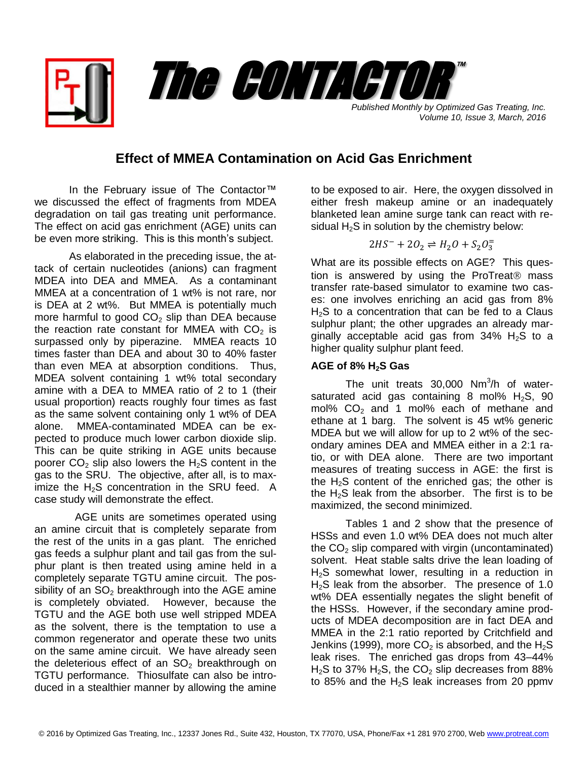# The CONTACTOR™

*Published Monthly by Optimized Gas Treating, Inc.*
*Volume 10, Issue 3, March, 2016*

## Effect of MMEA Contamination on Acid Gas Enrichment

In the February issue of The Contactor™ we discussed the effect of fragments from MDEA degradation on tail gas treating unit performance. The effect on acid gas enrichment (AGE) units can be even more striking. This is this month's subject.

As elaborated in the preceding issue, the attack of certain nucleotides (anions) can fragment MDEA into DEA and MMEA. As a contaminant MMEA at a concentration of 1 wt% is not rare, nor is DEA at 2 wt%. But MMEA is potentially much more harmful to good $CO_2$ slip than DEA because the reaction rate constant for MMEA with $CO_2$ is surpassed only by piperazine. MMEA reacts 10 times faster than DEA and about 30 to 40% faster than even MEA at absorption conditions. Thus, MDEA solvent containing 1 wt% total secondary amine with a DEA to MMEA ratio of 2 to 1 (their usual proportion) reacts roughly four times as fast as the same solvent containing only 1 wt% of DEA alone. MMEA-contaminated MDEA can be expected to produce much lower carbon dioxide slip. This can be quite striking in AGE units because poorer $CO_2$ slip also lowers the $H_2S$ content in the gas to the SRU. The objective, after all, is to maximize the $H_2S$ concentration in the SRU feed. A case study will demonstrate the effect.

AGE units are sometimes operated using an amine circuit that is completely separate from the rest of the units in a gas plant. The enriched gas feeds a sulphur plant and tail gas from the sulphur plant is then treated using amine held in a completely separate TGTU amine circuit. The possibility of an $SO_2$ breakthrough into the AGE amine is completely obviated. However, because the TGTU and the AGE both use well stripped MDEA as the solvent, there is the temptation to use a common regenerator and operate these two units on the same amine circuit. We have already seen the deleterious effect of an $SO_2$ breakthrough on TGTU performance. Thiosulfate can also be introduced in a stealthier manner by allowing the amine to be exposed to air. Here, the oxygen dissolved in either fresh makeup amine or an inadequately blanketed lean amine surge tank can react with residual $H_2S$ in solution by the chemistry below:

$$2HS^- + 2O_2 \rightleftharpoons H_2O + S_2O_3^=$$

What are its possible effects on AGE? This question is answered by using the ProTreat® mass transfer rate-based simulator to examine two cases: one involves enriching an acid gas from 8% $H_2S$ to a concentration that can be fed to a Claus sulphur plant; the other upgrades an already marginally acceptable acid gas from 34% $H_2S$ to a higher quality sulphur plant feed.

### AGE of 8% $H_2S$ Gas

The unit treats 30,000 $Nm^3/h$ of water-saturated acid gas containing 8 mol% $H_2S$, 90 mol% $CO_2$ and 1 mol% each of methane and ethane at 1 barg. The solvent is 45 wt% generic MDEA but we will allow for up to 2 wt% of the secondary amines DEA and MMEA either in a 2:1 ratio, or with DEA alone. There are two important measures of treating success in AGE: the first is the $H_2S$ content of the enriched gas; the other is the $H_2S$ leak from the absorber. The first is to be maximized, the second minimized.

Tables 1 and 2 show that the presence of HSSs and even 1.0 wt% DEA does not much alter the $CO_2$ slip compared with virgin (uncontaminated) solvent. Heat stable salts drive the lean loading of $H_2S$ somewhat lower, resulting in a reduction in $H_2S$ leak from the absorber. The presence of 1.0 wt% DEA essentially negates the slight benefit of the HSSs. However, if the secondary amine products of MDEA decomposition are in fact DEA and MMEA in the 2:1 ratio reported by Critchfield and Jenkins (1999), more $CO_2$ is absorbed, and the $H_2S$ leak rises. The enriched gas drops from 43–44% $H_2S$ to 37% $H_2S$, the $CO_2$ slip decreases from 88% to 85% and the $H_2S$ leak increases from 20 ppmv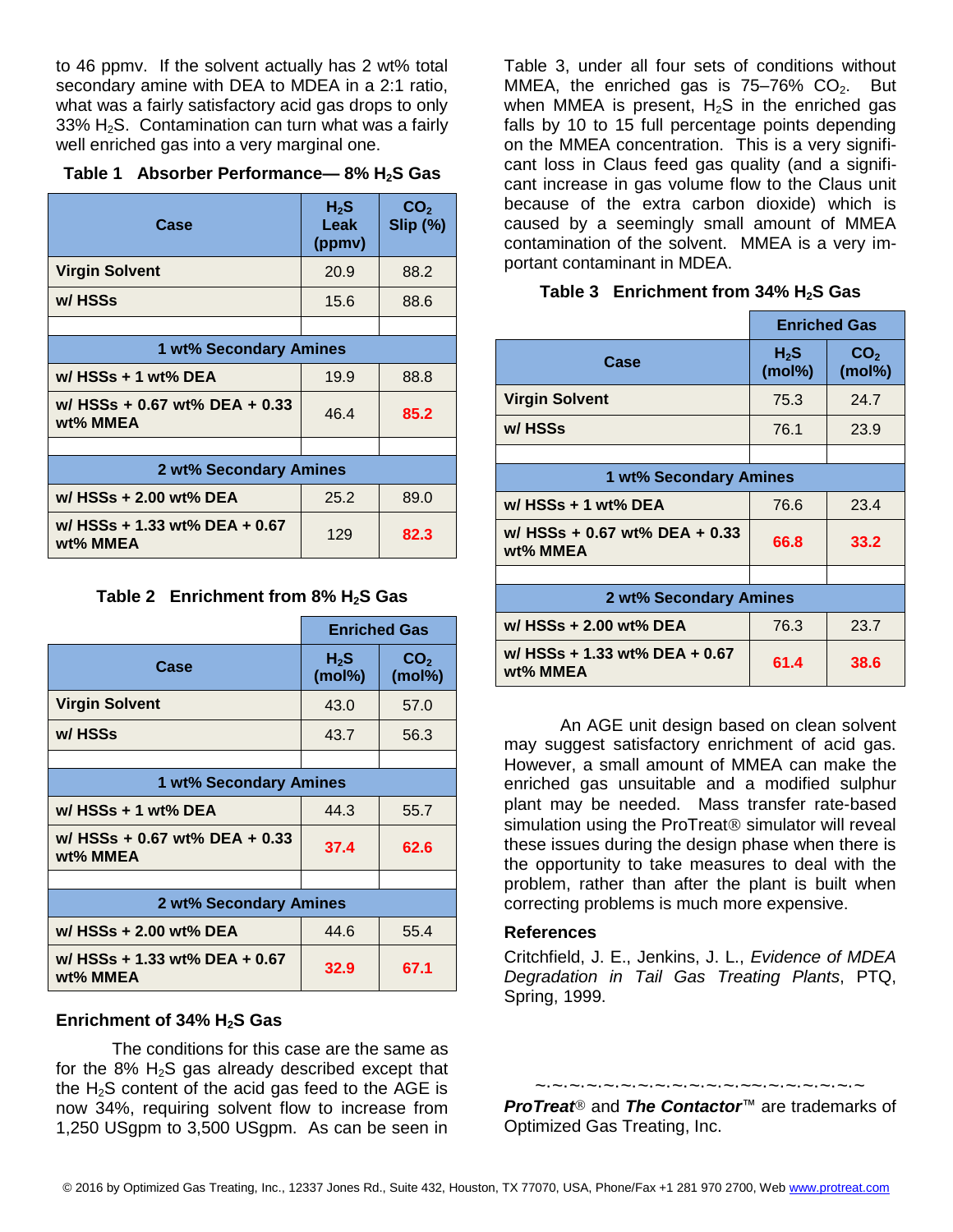to 46 ppmv. If the solvent actually has 2 wt% total secondary amine with DEA to MDEA in a 2:1 ratio, what was a fairly satisfactory acid gas drops to only 33% $H_2S$. Contamination can turn what was a fairly well enriched gas into a very marginal one.

**Table 1 Absorber Performance— 8% $H_2S$ Gas**

| Case | $H_2S$ Leak (ppmv) | $CO_2$ Slip (%) |
|---|---|---|
| **Virgin Solvent** | 20.9 | 88.2 |
| **w/ HSSs** | 15.6 | 88.6 |
| | | |
| **1 wt% Secondary Amines** | | |
| **w/ HSSs + 1 wt% DEA** | 19.9 | 88.8 |
| **w/ HSSs + 0.67 wt% DEA + 0.33 wt% MMEA** | 46.4 | **85.2** |
| | | |
| **2 wt% Secondary Amines** | | |
| **w/ HSSs + 2.00 wt% DEA** | 25.2 | 89.0 |
| **w/ HSSs + 1.33 wt% DEA + 0.67 wt% MMEA** | 129 | **82.3** |

**Table 2 Enrichment from 8% $H_2S$ Gas**

| | Enriched Gas | |
|---|---|---|
| **Case** | **$H_2S$ (mol%)** | **$CO_2$ (mol%)** |
| **Virgin Solvent** | 43.0 | 57.0 |
| **w/ HSSs** | 43.7 | 56.3 |
| | | |
| **1 wt% Secondary Amines** | | |
| **w/ HSSs + 1 wt% DEA** | 44.3 | 55.7 |
| **w/ HSSs + 0.67 wt% DEA + 0.33 wt% MMEA** | **37.4** | **62.6** |
| | | |
| **2 wt% Secondary Amines** | | |
| **w/ HSSs + 2.00 wt% DEA** | 44.6 | 55.4 |
| **w/ HSSs + 1.33 wt% DEA + 0.67 wt% MMEA** | **32.9** | **67.1** |

### Enrichment of 34% $H_2S$ Gas

The conditions for this case are the same as for the 8% $H_2S$ gas already described except that the $H_2S$ content of the acid gas feed to the AGE is now 34%, requiring solvent flow to increase from 1,250 USgpm to 3,500 USgpm. As can be seen in Table 3, under all four sets of conditions without MMEA, the enriched gas is 75–76% $CO_2$. But when MMEA is present, $H_2S$ in the enriched gas falls by 10 to 15 full percentage points depending on the MMEA concentration. This is a very significant loss in Claus feed gas quality (and a significant increase in gas volume flow to the Claus unit because of the extra carbon dioxide) which is caused by a seemingly small amount of MMEA contamination of the solvent. MMEA is a very important contaminant in MDEA.

**Table 3 Enrichment from 34% $H_2S$ Gas**

| | Enriched Gas | |
|---|---|---|
| **Case** | **$H_2S$ (mol%)** | **$CO_2$ (mol%)** |
| **Virgin Solvent** | 75.3 | 24.7 |
| **w/ HSSs** | 76.1 | 23.9 |
| | | |
| **1 wt% Secondary Amines** | | |
| **w/ HSSs + 1 wt% DEA** | 76.6 | 23.4 |
| **w/ HSSs + 0.67 wt% DEA + 0.33 wt% MMEA** | **66.8** | **33.2** |
| | | |
| **2 wt% Secondary Amines** | | |
| **w/ HSSs + 2.00 wt% DEA** | 76.3 | 23.7 |
| **w/ HSSs + 1.33 wt% DEA + 0.67 wt% MMEA** | **61.4** | **38.6** |

An AGE unit design based on clean solvent may suggest satisfactory enrichment of acid gas. However, a small amount of MMEA can make the enriched gas unsuitable and a modified sulphur plant may be needed. Mass transfer rate-based simulation using the ProTreat® simulator will reveal these issues during the design phase when there is the opportunity to take measures to deal with the problem, rather than after the plant is built when correcting problems is much more expensive.

### References

Critchfield, J. E., Jenkins, J. L., *Evidence of MDEA Degradation in Tail Gas Treating Plants*, PTQ, Spring, 1999.

~.~.~.~.~.~.~.~.~.~.~.~.~.~.~~.~.~.~.~.~.~

***ProTreat***® and ***The Contactor***™ are trademarks of Optimized Gas Treating, Inc.

© 2016 by Optimized Gas Treating, Inc., 12337 Jones Rd., Suite 432, Houston, TX 77070, USA, Phone/Fax +1 281 970 2700, Web www.protreat.com